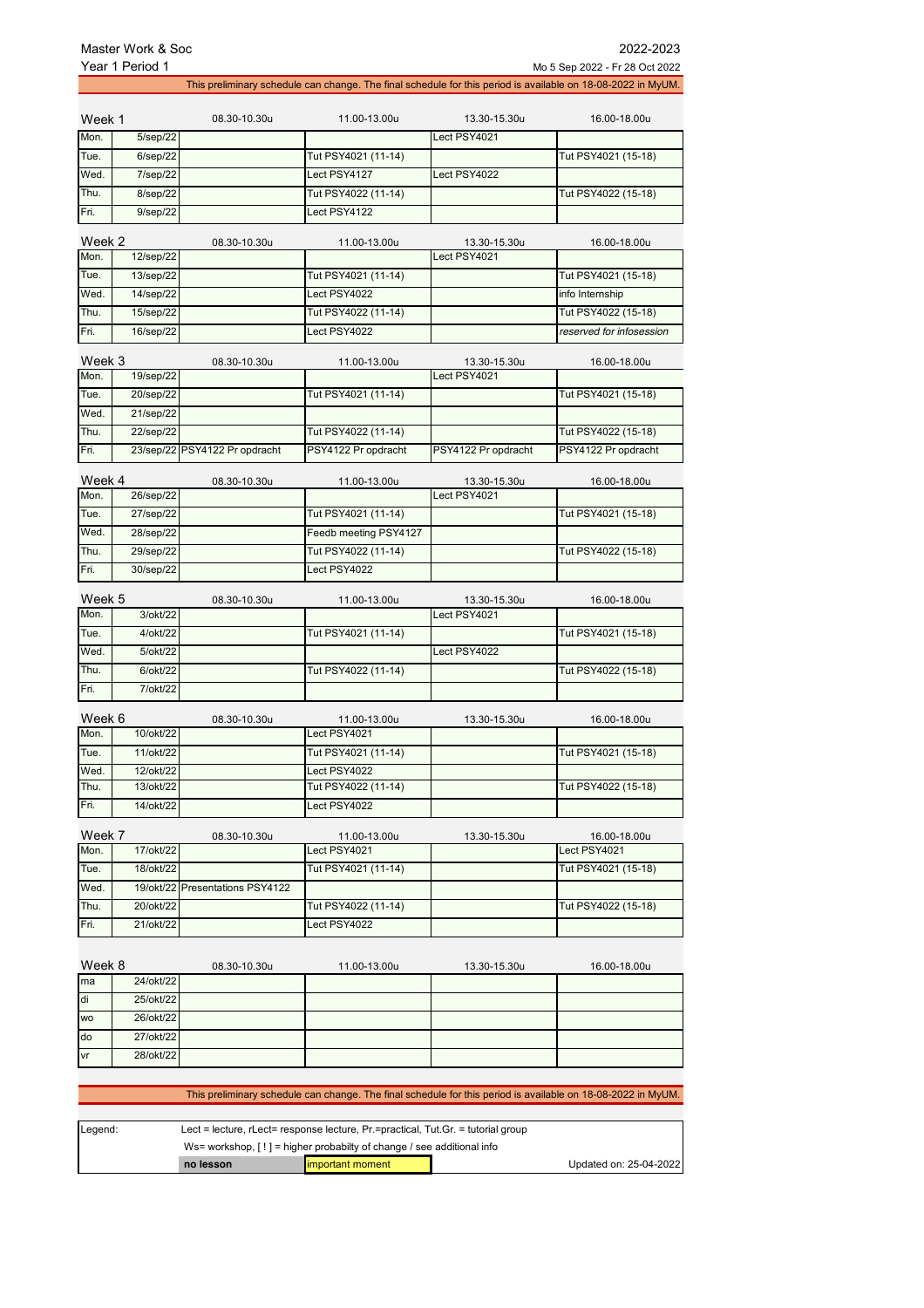Master Work & Soc — 2022-2023

Year 1 Period 1 — Mo 5 Sep 2022 - Fr 28 Oct 2022

This preliminary schedule can change. The final schedule for this period is available on 18-08-2022 in MyUM.

| Week 1 | | 08.30-10.30u | 11.00-13.00u | 13.30-15.30u | 16.00-18.00u |
|---|---|---|---|---|---|
| Mon. | 5/sep/22 | | | Lect PSY4021 | |
| Tue. | 6/sep/22 | | Tut PSY4021 (11-14) | | Tut PSY4021 (15-18) |
| Wed. | 7/sep/22 | | Lect PSY4127 | Lect PSY4022 | |
| Thu. | 8/sep/22 | | Tut PSY4022 (11-14) | | Tut PSY4022 (15-18) |
| Fri. | 9/sep/22 | | Lect PSY4122 | | |

| Week 2 | | 08.30-10.30u | 11.00-13.00u | 13.30-15.30u | 16.00-18.00u |
|---|---|---|---|---|---|
| Mon. | 12/sep/22 | | | Lect PSY4021 | |
| Tue. | 13/sep/22 | | Tut PSY4021 (11-14) | | Tut PSY4021 (15-18) |
| Wed. | 14/sep/22 | | Lect PSY4022 | | info Internship |
| Thu. | 15/sep/22 | | Tut PSY4022 (11-14) | | Tut PSY4022 (15-18) |
| Fri. | 16/sep/22 | | Lect PSY4022 | | *reserved for infosession* |

| Week 3 | | 08.30-10.30u | 11.00-13.00u | 13.30-15.30u | 16.00-18.00u |
|---|---|---|---|---|---|
| Mon. | 19/sep/22 | | | Lect PSY4021 | |
| Tue. | 20/sep/22 | | Tut PSY4021 (11-14) | | Tut PSY4021 (15-18) |
| Wed. | 21/sep/22 | | | | |
| Thu. | 22/sep/22 | | Tut PSY4022 (11-14) | | Tut PSY4022 (15-18) |
| Fri. | 23/sep/22 | PSY4122 Pr opdracht | PSY4122 Pr opdracht | PSY4122 Pr opdracht | PSY4122 Pr opdracht |

| Week 4 | | 08.30-10.30u | 11.00-13.00u | 13.30-15.30u | 16.00-18.00u |
|---|---|---|---|---|---|
| Mon. | 26/sep/22 | | | Lect PSY4021 | |
| Tue. | 27/sep/22 | | Tut PSY4021 (11-14) | | Tut PSY4021 (15-18) |
| Wed. | 28/sep/22 | | Feedb meeting PSY4127 | | |
| Thu. | 29/sep/22 | | Tut PSY4022 (11-14) | | Tut PSY4022 (15-18) |
| Fri. | 30/sep/22 | | Lect PSY4022 | | |

| Week 5 | | 08.30-10.30u | 11.00-13.00u | 13.30-15.30u | 16.00-18.00u |
|---|---|---|---|---|---|
| Mon. | 3/okt/22 | | | Lect PSY4021 | |
| Tue. | 4/okt/22 | | Tut PSY4021 (11-14) | | Tut PSY4021 (15-18) |
| Wed. | 5/okt/22 | | | Lect PSY4022 | |
| Thu. | 6/okt/22 | | Tut PSY4022 (11-14) | | Tut PSY4022 (15-18) |
| Fri. | 7/okt/22 | | | | |

| Week 6 | | 08.30-10.30u | 11.00-13.00u | 13.30-15.30u | 16.00-18.00u |
|---|---|---|---|---|---|
| Mon. | 10/okt/22 | | Lect PSY4021 | | |
| Tue. | 11/okt/22 | | Tut PSY4021 (11-14) | | Tut PSY4021 (15-18) |
| Wed. | 12/okt/22 | | Lect PSY4022 | | |
| Thu. | 13/okt/22 | | Tut PSY4022 (11-14) | | Tut PSY4022 (15-18) |
| Fri. | 14/okt/22 | | Lect PSY4022 | | |

| Week 7 | | 08.30-10.30u | 11.00-13.00u | 13.30-15.30u | 16.00-18.00u |
|---|---|---|---|---|---|
| Mon. | 17/okt/22 | | Lect PSY4021 | | Lect PSY4021 |
| Tue. | 18/okt/22 | | Tut PSY4021 (11-14) | | Tut PSY4021 (15-18) |
| Wed. | 19/okt/22 | Presentations PSY4122 | | | |
| Thu. | 20/okt/22 | | Tut PSY4022 (11-14) | | Tut PSY4022 (15-18) |
| Fri. | 21/okt/22 | | Lect PSY4022 | | |

| Week 8 | | 08.30-10.30u | 11.00-13.00u | 13.30-15.30u | 16.00-18.00u |
|---|---|---|---|---|---|
| ma | 24/okt/22 | | | | |
| di | 25/okt/22 | | | | |
| wo | 26/okt/22 | | | | |
| do | 27/okt/22 | | | | |
| vr | 28/okt/22 | | | | |

This preliminary schedule can change. The final schedule for this period is available on 18-08-2022 in MyUM.

Legend: Lect = lecture, rLect= response lecture, Pr.=practical, Tut.Gr. = tutorial group

Ws= workshop, [ ! ] = higher probabilty of change / see additional info

**no lesson** | important moment

Updated on: 25-04-2022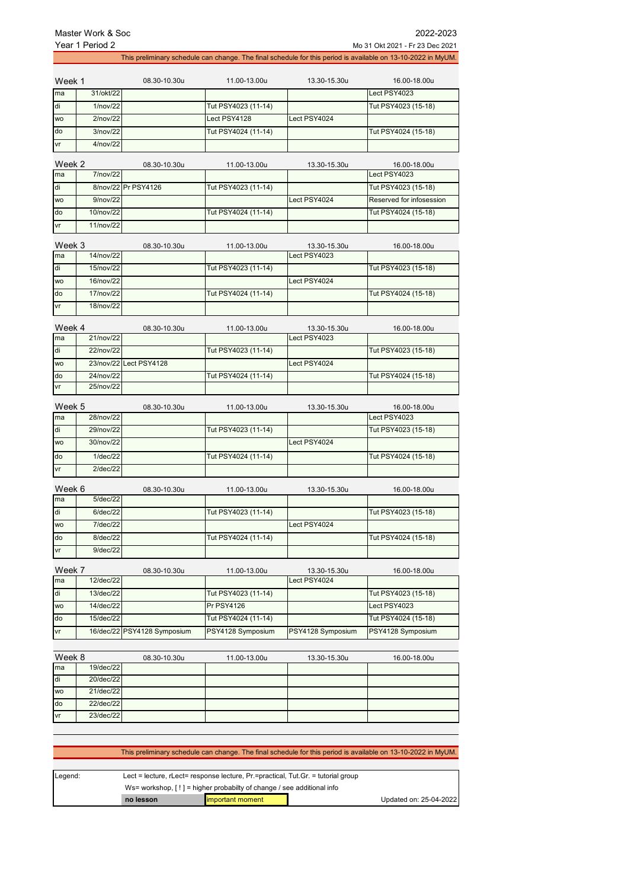Master Work & Soc
Year 1 Period 2

2022-2023
Mo 31 Okt 2021 - Fr 23 Dec 2021

This preliminary schedule can change. The final schedule for this period is available on 13-10-2022 in MyUM.

| Week 1 | | 08.30-10.30u | 11.00-13.00u | 13.30-15.30u | 16.00-18.00u |
|---|---|---|---|---|---|
| ma | 31/okt/22 | | | | Lect PSY4023 |
| di | 1/nov/22 | | Tut PSY4023 (11-14) | | Tut PSY4023 (15-18) |
| wo | 2/nov/22 | | Lect PSY4128 | Lect PSY4024 | |
| do | 3/nov/22 | | Tut PSY4024 (11-14) | | Tut PSY4024 (15-18) |
| vr | 4/nov/22 | | | | |

| Week 2 | | 08.30-10.30u | 11.00-13.00u | 13.30-15.30u | 16.00-18.00u |
|---|---|---|---|---|---|
| ma | 7/nov/22 | | | | Lect PSY4023 |
| di | 8/nov/22 | Pr PSY4126 | Tut PSY4023 (11-14) | | Tut PSY4023 (15-18) |
| wo | 9/nov/22 | | | Lect PSY4024 | Reserved for infosession |
| do | 10/nov/22 | | Tut PSY4024 (11-14) | | Tut PSY4024 (15-18) |
| vr | 11/nov/22 | | | | |

| Week 3 | | 08.30-10.30u | 11.00-13.00u | 13.30-15.30u | 16.00-18.00u |
|---|---|---|---|---|---|
| ma | 14/nov/22 | | | Lect PSY4023 | |
| di | 15/nov/22 | | Tut PSY4023 (11-14) | | Tut PSY4023 (15-18) |
| wo | 16/nov/22 | | | Lect PSY4024 | |
| do | 17/nov/22 | | Tut PSY4024 (11-14) | | Tut PSY4024 (15-18) |
| vr | 18/nov/22 | | | | |

| Week 4 | | 08.30-10.30u | 11.00-13.00u | 13.30-15.30u | 16.00-18.00u |
|---|---|---|---|---|---|
| ma | 21/nov/22 | | | Lect PSY4023 | |
| di | 22/nov/22 | | Tut PSY4023 (11-14) | | Tut PSY4023 (15-18) |
| wo | 23/nov/22 | Lect PSY4128 | | Lect PSY4024 | |
| do | 24/nov/22 | | Tut PSY4024 (11-14) | | Tut PSY4024 (15-18) |
| vr | 25/nov/22 | | | | |

| Week 5 | | 08.30-10.30u | 11.00-13.00u | 13.30-15.30u | 16.00-18.00u |
|---|---|---|---|---|---|
| ma | 28/nov/22 | | | | Lect PSY4023 |
| di | 29/nov/22 | | Tut PSY4023 (11-14) | | Tut PSY4023 (15-18) |
| wo | 30/nov/22 | | | Lect PSY4024 | |
| do | 1/dec/22 | | Tut PSY4024 (11-14) | | Tut PSY4024 (15-18) |
| vr | 2/dec/22 | | | | |

| Week 6 | | 08.30-10.30u | 11.00-13.00u | 13.30-15.30u | 16.00-18.00u |
|---|---|---|---|---|---|
| ma | 5/dec/22 | | | | |
| di | 6/dec/22 | | Tut PSY4023 (11-14) | | Tut PSY4023 (15-18) |
| wo | 7/dec/22 | | | Lect PSY4024 | |
| do | 8/dec/22 | | Tut PSY4024 (11-14) | | Tut PSY4024 (15-18) |
| vr | 9/dec/22 | | | | |

| Week 7 | | 08.30-10.30u | 11.00-13.00u | 13.30-15.30u | 16.00-18.00u |
|---|---|---|---|---|---|
| ma | 12/dec/22 | | | Lect PSY4024 | |
| di | 13/dec/22 | | Tut PSY4023 (11-14) | | Tut PSY4023 (15-18) |
| wo | 14/dec/22 | | Pr PSY4126 | | Lect PSY4023 |
| do | 15/dec/22 | | Tut PSY4024 (11-14) | | Tut PSY4024 (15-18) |
| vr | 16/dec/22 | PSY4128 Symposium | PSY4128 Symposium | PSY4128 Symposium | PSY4128 Symposium |

| Week 8 | | 08.30-10.30u | 11.00-13.00u | 13.30-15.30u | 16.00-18.00u |
|---|---|---|---|---|---|
| ma | 19/dec/22 | | | | |
| di | 20/dec/22 | | | | |
| wo | 21/dec/22 | | | | |
| do | 22/dec/22 | | | | |
| vr | 23/dec/22 | | | | |

This preliminary schedule can change. The final schedule for this period is available on 13-10-2022 in MyUM.

| Legend: | Lect = lecture, rLect= response lecture, Pr.=practical, Tut.Gr. = tutorial group | | |
|---|---|---|---|
| | Ws= workshop, [ ! ] = higher probabilty of change / see additional info | | |
| | **no lesson** | important moment | Updated on: 25-04-2022 |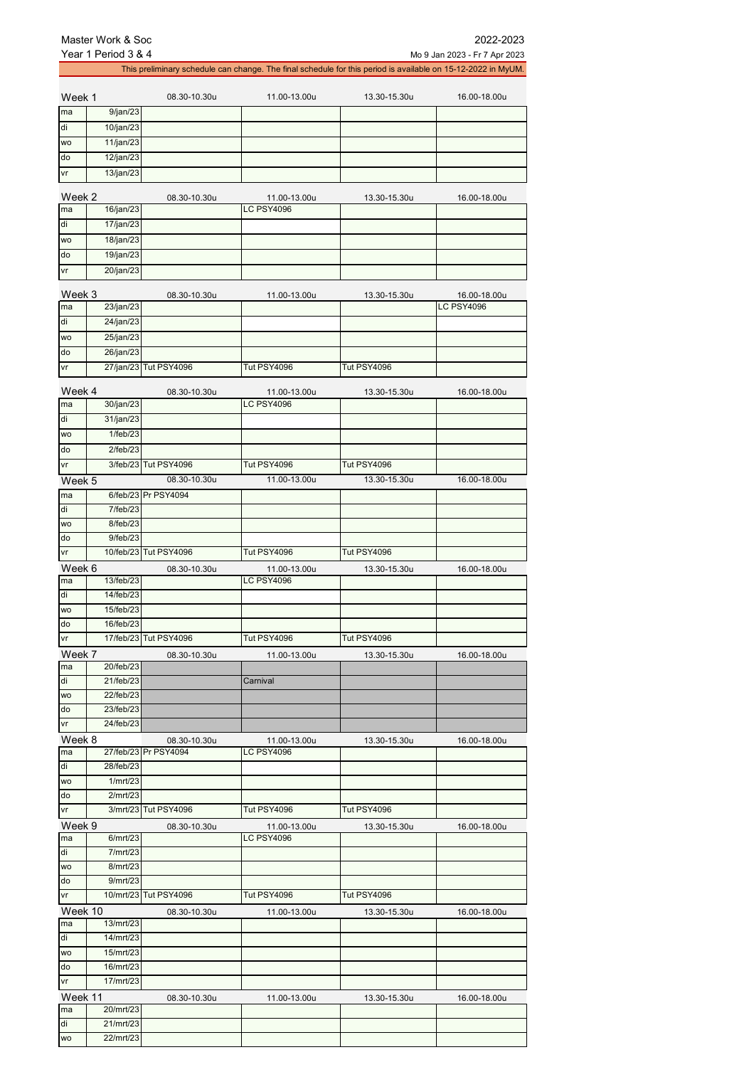Master Work & Soc 2022-2023

Year 1 Period 3 & 4 Mo 9 Jan 2023 - Fr 7 Apr 2023

This preliminary schedule can change. The final schedule for this period is available on 15-12-2022 in MyUM.

| Week 1 | | 08.30-10.30u | 11.00-13.00u | 13.30-15.30u | 16.00-18.00u |
|---|---|---|---|---|---|
| ma | 9/jan/23 | | | | |
| di | 10/jan/23 | | | | |
| wo | 11/jan/23 | | | | |
| do | 12/jan/23 | | | | |
| vr | 13/jan/23 | | | | |

| Week 2 | | 08.30-10.30u | 11.00-13.00u | 13.30-15.30u | 16.00-18.00u |
|---|---|---|---|---|---|
| ma | 16/jan/23 | | LC PSY4096 | | |
| di | 17/jan/23 | | | | |
| wo | 18/jan/23 | | | | |
| do | 19/jan/23 | | | | |
| vr | 20/jan/23 | | | | |

| Week 3 | | 08.30-10.30u | 11.00-13.00u | 13.30-15.30u | 16.00-18.00u |
|---|---|---|---|---|---|
| ma | 23/jan/23 | | | | LC PSY4096 |
| di | 24/jan/23 | | | | |
| wo | 25/jan/23 | | | | |
| do | 26/jan/23 | | | | |
| vr | 27/jan/23 | Tut PSY4096 | Tut PSY4096 | Tut PSY4096 | |

| Week 4 | | 08.30-10.30u | 11.00-13.00u | 13.30-15.30u | 16.00-18.00u |
|---|---|---|---|---|---|
| ma | 30/jan/23 | | LC PSY4096 | | |
| di | 31/jan/23 | | | | |
| wo | 1/feb/23 | | | | |
| do | 2/feb/23 | | | | |
| vr | 3/feb/23 | Tut PSY4096 | Tut PSY4096 | Tut PSY4096 | |

| Week 5 | | 08.30-10.30u | 11.00-13.00u | 13.30-15.30u | 16.00-18.00u |
|---|---|---|---|---|---|
| ma | 6/feb/23 | Pr PSY4094 | | | |
| di | 7/feb/23 | | | | |
| wo | 8/feb/23 | | | | |
| do | 9/feb/23 | | | | |
| vr | 10/feb/23 | Tut PSY4096 | Tut PSY4096 | Tut PSY4096 | |

| Week 6 | | 08.30-10.30u | 11.00-13.00u | 13.30-15.30u | 16.00-18.00u |
|---|---|---|---|---|---|
| ma | 13/feb/23 | | LC PSY4096 | | |
| di | 14/feb/23 | | | | |
| wo | 15/feb/23 | | | | |
| do | 16/feb/23 | | | | |
| vr | 17/feb/23 | Tut PSY4096 | Tut PSY4096 | Tut PSY4096 | |

| Week 7 | | 08.30-10.30u | 11.00-13.00u | 13.30-15.30u | 16.00-18.00u |
|---|---|---|---|---|---|
| ma | 20/feb/23 | | | | |
| di | 21/feb/23 | | Carnival | | |
| wo | 22/feb/23 | | | | |
| do | 23/feb/23 | | | | |
| vr | 24/feb/23 | | | | |

| Week 8 | | 08.30-10.30u | 11.00-13.00u | 13.30-15.30u | 16.00-18.00u |
|---|---|---|---|---|---|
| ma | 27/feb/23 | Pr PSY4094 | LC PSY4096 | | |
| di | 28/feb/23 | | | | |
| wo | 1/mrt/23 | | | | |
| do | 2/mrt/23 | | | | |
| vr | 3/mrt/23 | Tut PSY4096 | Tut PSY4096 | Tut PSY4096 | |

| Week 9 | | 08.30-10.30u | 11.00-13.00u | 13.30-15.30u | 16.00-18.00u |
|---|---|---|---|---|---|
| ma | 6/mrt/23 | | LC PSY4096 | | |
| di | 7/mrt/23 | | | | |
| wo | 8/mrt/23 | | | | |
| do | 9/mrt/23 | | | | |
| vr | 10/mrt/23 | Tut PSY4096 | Tut PSY4096 | Tut PSY4096 | |

| Week 10 | | 08.30-10.30u | 11.00-13.00u | 13.30-15.30u | 16.00-18.00u |
|---|---|---|---|---|---|
| ma | 13/mrt/23 | | | | |
| di | 14/mrt/23 | | | | |
| wo | 15/mrt/23 | | | | |
| do | 16/mrt/23 | | | | |
| vr | 17/mrt/23 | | | | |

| Week 11 | | 08.30-10.30u | 11.00-13.00u | 13.30-15.30u | 16.00-18.00u |
|---|---|---|---|---|---|
| ma | 20/mrt/23 | | | | |
| di | 21/mrt/23 | | | | |
| wo | 22/mrt/23 | | | | |